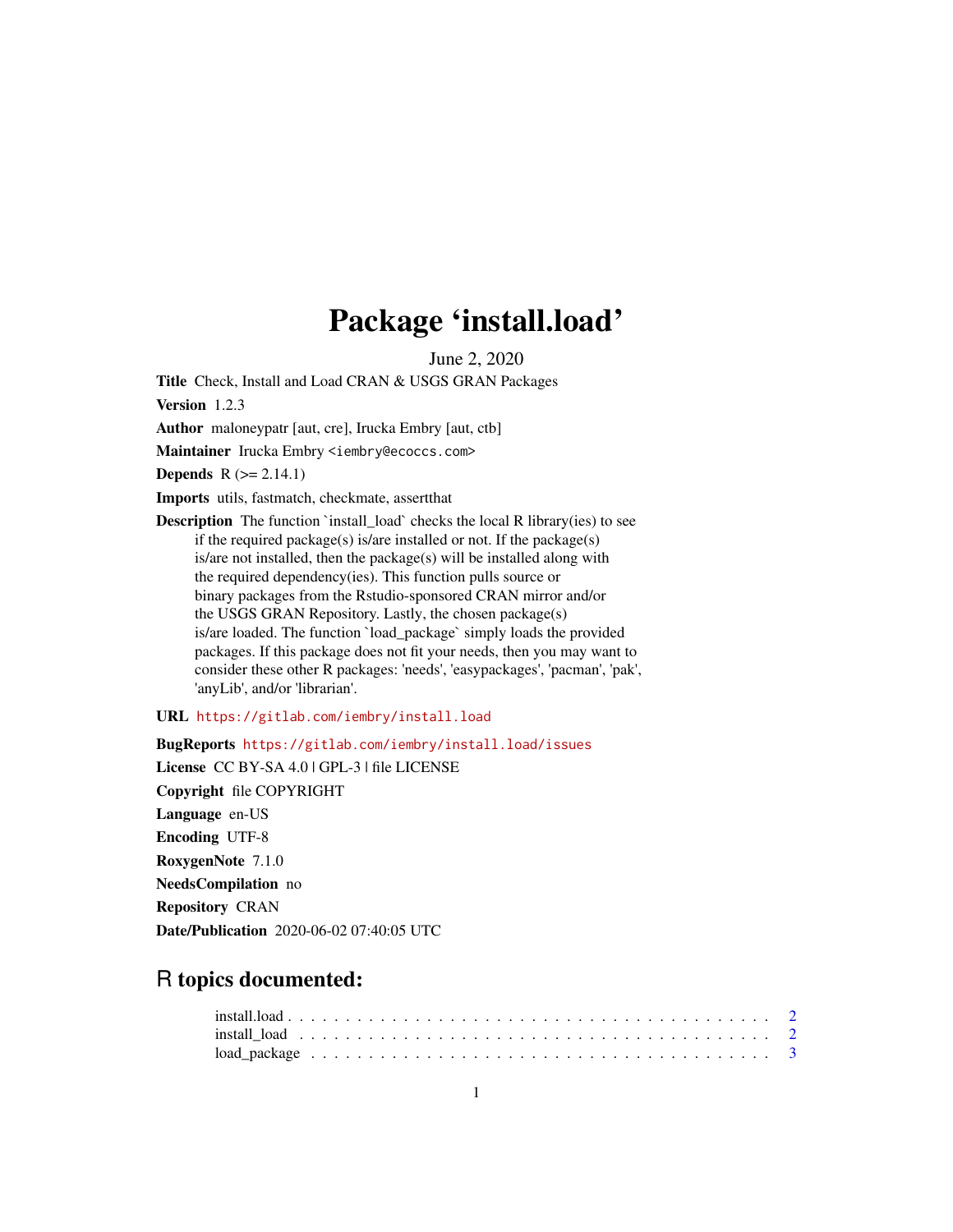# Package 'install.load'

June 2, 2020

**Title** Check, Install and Load CRAN & USGS GRAN Packages

**Version** 1.2.3

**Author** maloneypatr [aut, cre], Irucka Embry [aut, ctb]

**Maintainer** Irucka Embry <iembry@ecoccs.com>

**Depends** R (>= 2.14.1)

**Imports** utils, fastmatch, checkmate, assertthat

**Description** The function `install_load` checks the local R library(ies) to see if the required package(s) is/are installed or not. If the package(s) is/are not installed, then the package(s) will be installed along with the required dependency(ies). This function pulls source or binary packages from the Rstudio-sponsored CRAN mirror and/or the USGS GRAN Repository. Lastly, the chosen package(s) is/are loaded. The function `load_package` simply loads the provided packages. If this package does not fit your needs, then you may want to consider these other R packages: 'needs', 'easypackages', 'pacman', 'pak', 'anyLib', and/or 'librarian'.

**URL** https://gitlab.com/iembry/install.load

**BugReports** https://gitlab.com/iembry/install.load/issues

**License** CC BY-SA 4.0 | GPL-3 | file LICENSE

**Copyright** file COPYRIGHT

**Language** en-US

**Encoding** UTF-8

**RoxygenNote** 7.1.0

**NeedsCompilation** no

**Repository** CRAN

**Date/Publication** 2020-06-02 07:40:05 UTC

## R topics documented:

install.load . . . . . . . . . . . . . . . . . . . . . . . . . . . . . . . . . . . . . . . . 2
install_load . . . . . . . . . . . . . . . . . . . . . . . . . . . . . . . . . . . . . . . . 2
load_package . . . . . . . . . . . . . . . . . . . . . . . . . . . . . . . . . . . . . . . . 3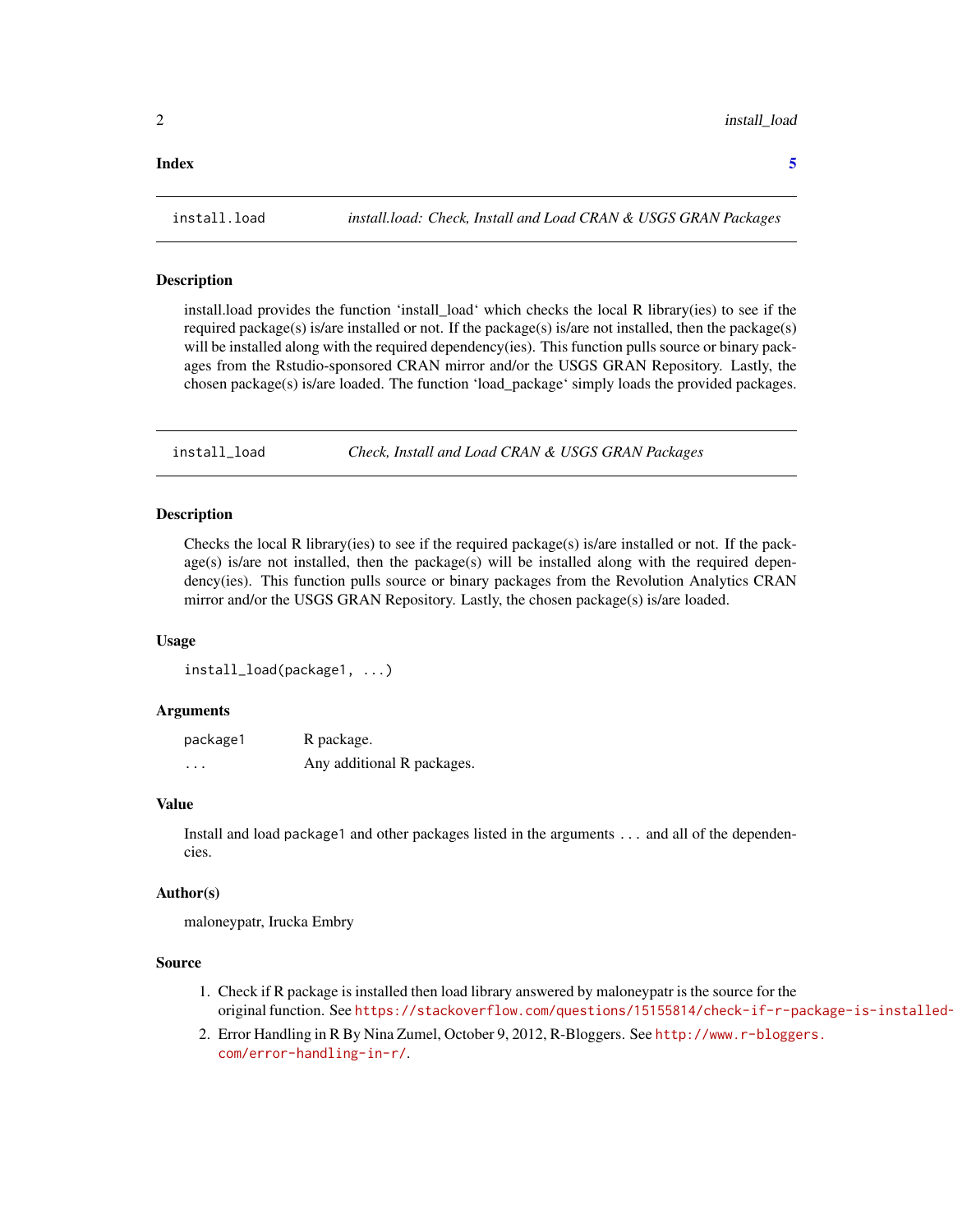**Index** **5**

---

`install.load` *install.load: Check, Install and Load CRAN & USGS GRAN Packages*

---

### Description

install.load provides the function 'install_load' which checks the local R library(ies) to see if the required package(s) is/are installed or not. If the package(s) is/are not installed, then the package(s) will be installed along with the required dependency(ies). This function pulls source or binary packages from the Rstudio-sponsored CRAN mirror and/or the USGS GRAN Repository. Lastly, the chosen package(s) is/are loaded. The function 'load_package' simply loads the provided packages.

---

`install_load` *Check, Install and Load CRAN & USGS GRAN Packages*

---

### Description

Checks the local R library(ies) to see if the required package(s) is/are installed or not. If the package(s) is/are not installed, then the package(s) will be installed along with the required dependency(ies). This function pulls source or binary packages from the Revolution Analytics CRAN mirror and/or the USGS GRAN Repository. Lastly, the chosen package(s) is/are loaded.

### Usage

```
install_load(package1, ...)
```

### Arguments

| | |
|---|---|
| `package1` | R package. |
| `...` | Any additional R packages. |

### Value

Install and load `package1` and other packages listed in the arguments `...` and all of the dependencies.

### Author(s)

maloneypatr, Irucka Embry

### Source

1. Check if R package is installed then load library answered by maloneypatr is the source for the original function. See https://stackoverflow.com/questions/15155814/check-if-r-package-is-installed-
2. Error Handling in R By Nina Zumel, October 9, 2012, R-Bloggers. See http://www.r-bloggers.com/error-handling-in-r/.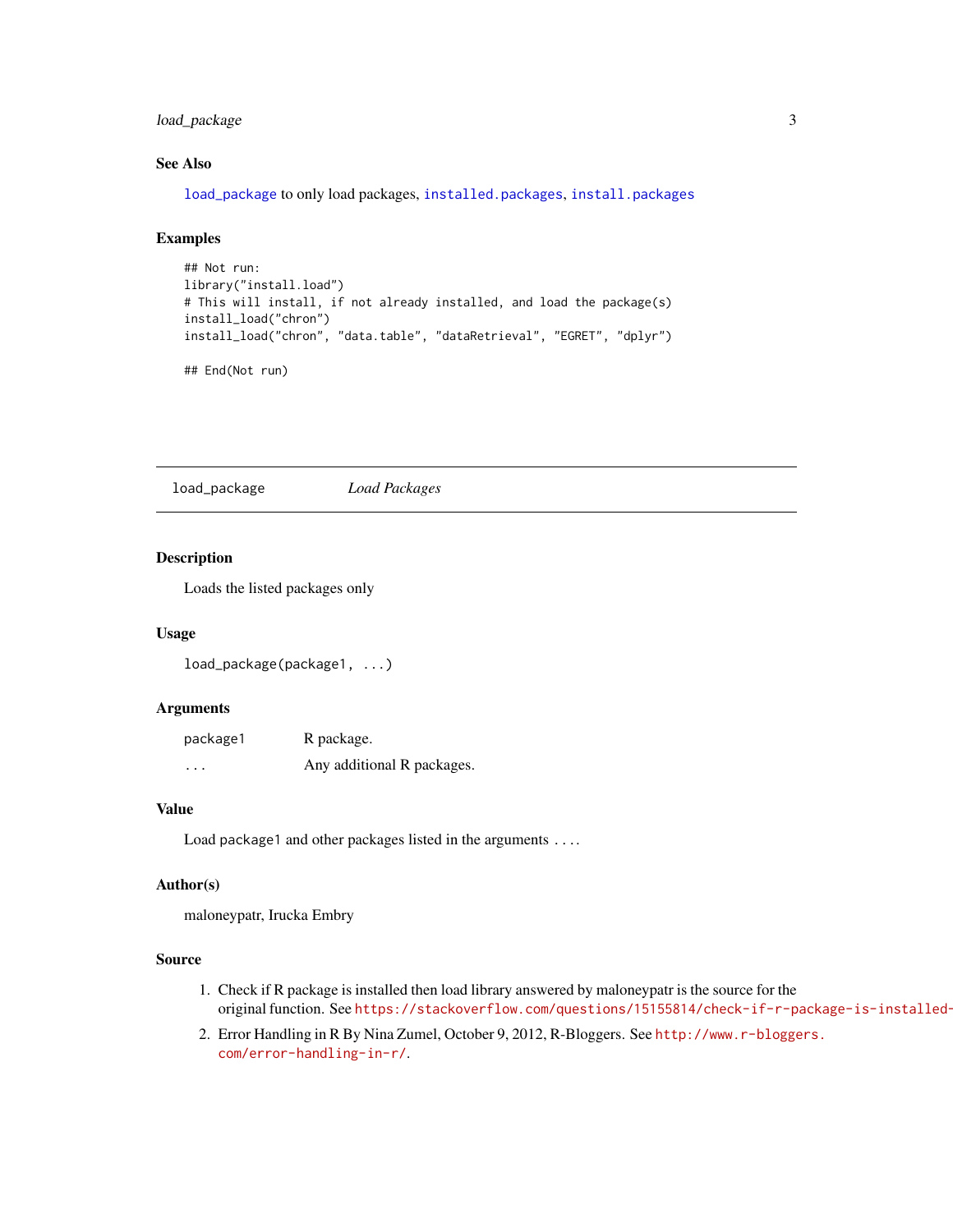### See Also

`load_package` to only load packages, `installed.packages`, `install.packages`

### Examples

```
## Not run:
library("install.load")
# This will install, if not already installed, and load the package(s)
install_load("chron")
install_load("chron", "data.table", "dataRetrieval", "EGRET", "dplyr")

## End(Not run)
```

---

## load_package — *Load Packages*

---

### Description

Loads the listed packages only

### Usage

```
load_package(package1, ...)
```

### Arguments

| | |
|---|---|
| `package1` | R package. |
| `...` | Any additional R packages. |

### Value

Load `package1` and other packages listed in the arguments `...`.

### Author(s)

maloneypatr, Irucka Embry

### Source

1. Check if R package is installed then load library answered by maloneypatr is the source for the original function. See https://stackoverflow.com/questions/15155814/check-if-r-package-is-installed-
2. Error Handling in R By Nina Zumel, October 9, 2012, R-Bloggers. See http://www.r-bloggers.com/error-handling-in-r/.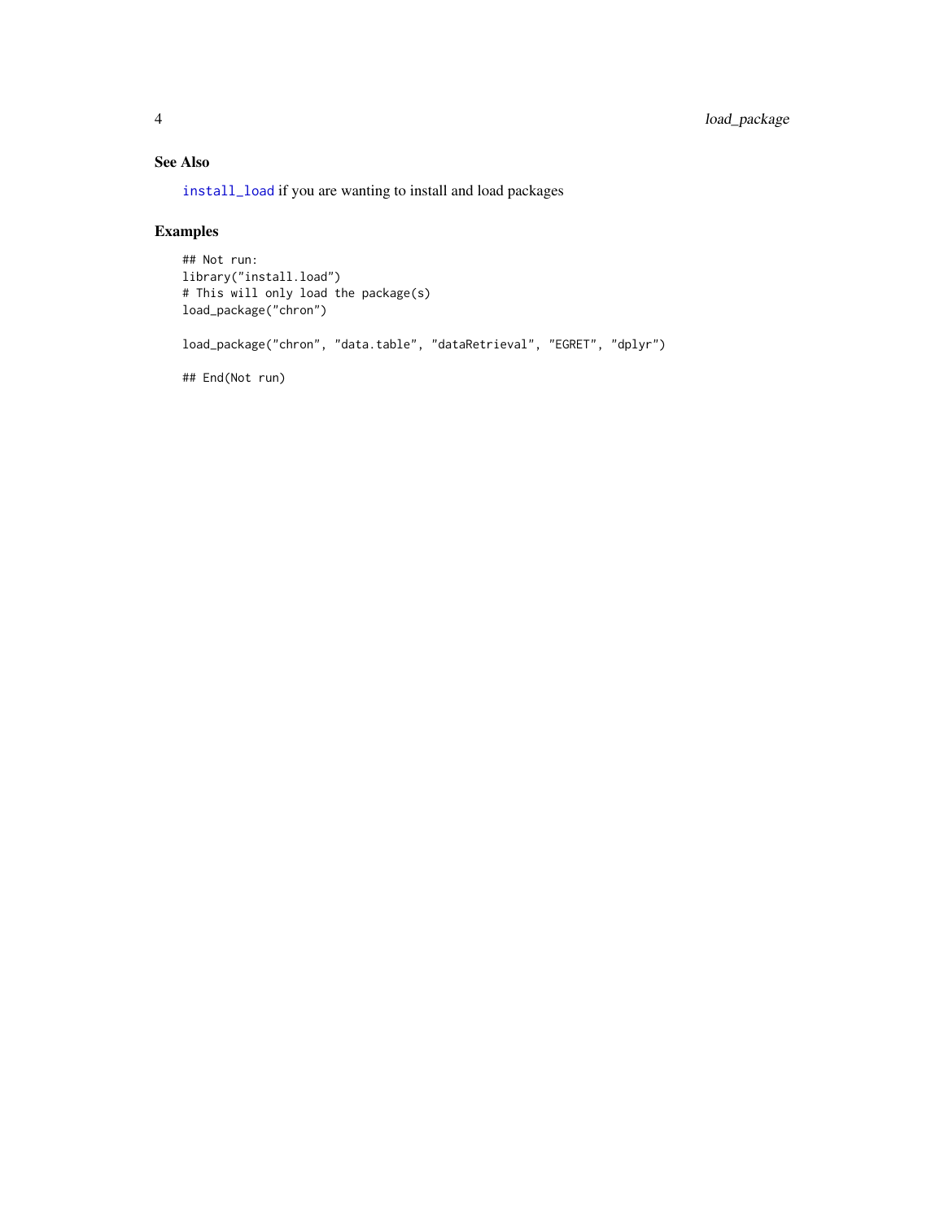## See Also

`install_load` if you are wanting to install and load packages

## Examples

```
## Not run:
library("install.load")
# This will only load the package(s)
load_package("chron")

load_package("chron", "data.table", "dataRetrieval", "EGRET", "dplyr")

## End(Not run)
```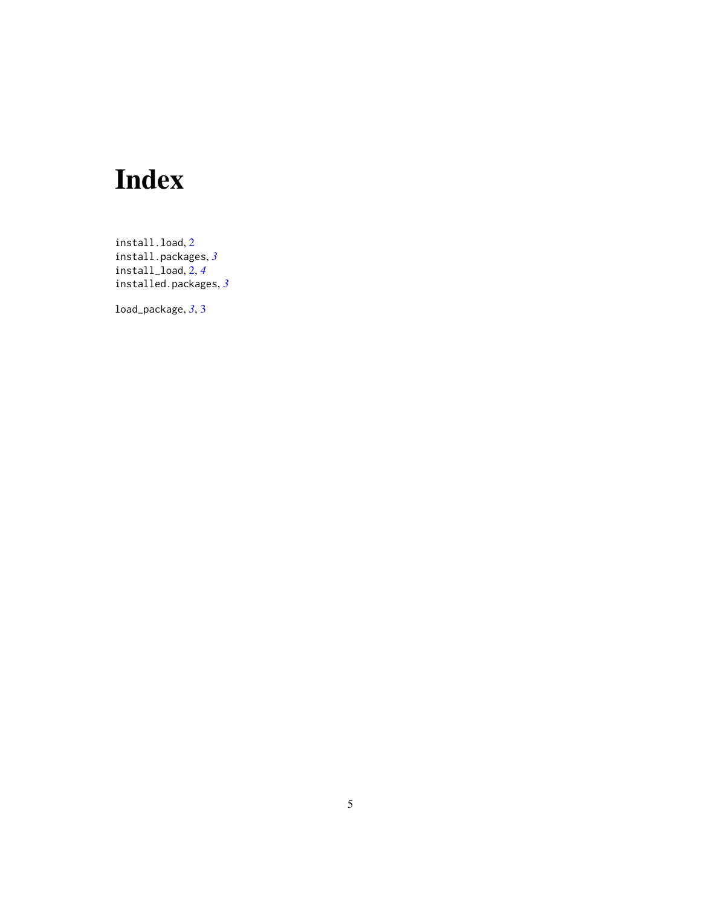# Index

install.load, 2
install.packages, *3*
install_load, 2, *4*
installed.packages, *3*

load_package, *3*, 3